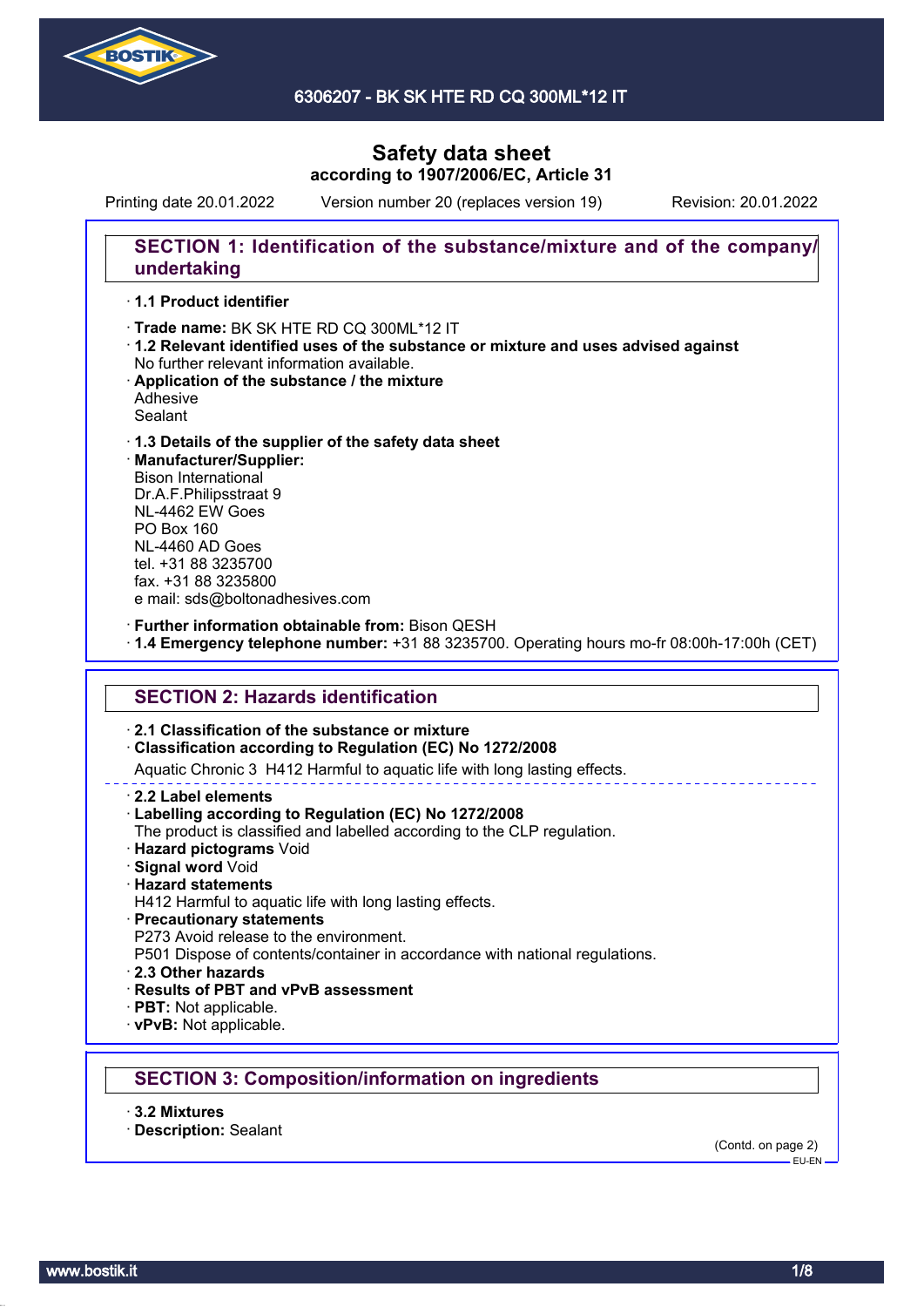6306207 - BK SK HTE RD CQ 300ML*12 IT

# Safety data sheet
**according to 1907/2006/EC, Article 31**

Printing date 20.01.2022 Version number 20 (replaces version 19) Revision: 20.01.2022

## SECTION 1: Identification of the substance/mixture and of the company/undertaking

· **1.1 Product identifier**

· **Trade name:** BK SK HTE RD CQ 300ML*12 IT
· **1.2 Relevant identified uses of the substance or mixture and uses advised against**
No further relevant information available.
· **Application of the substance / the mixture**
Adhesive
Sealant

· **1.3 Details of the supplier of the safety data sheet**
· **Manufacturer/Supplier:**
Bison International
Dr.A.F.Philipsstraat 9
NL-4462 EW Goes
PO Box 160
NL-4460 AD Goes
tel. +31 88 3235700
fax. +31 88 3235800
e mail: sds@boltonadhesives.com

· **Further information obtainable from:** Bison QESH
· **1.4 Emergency telephone number:** +31 88 3235700. Operating hours mo-fr 08:00h-17:00h (CET)

## SECTION 2: Hazards identification

· **2.1 Classification of the substance or mixture**
· **Classification according to Regulation (EC) No 1272/2008**
Aquatic Chronic 3 H412 Harmful to aquatic life with long lasting effects.

· **2.2 Label elements**
· **Labelling according to Regulation (EC) No 1272/2008**
The product is classified and labelled according to the CLP regulation.
· **Hazard pictograms** Void
· **Signal word** Void
· **Hazard statements**
H412 Harmful to aquatic life with long lasting effects.
· **Precautionary statements**
P273 Avoid release to the environment.
P501 Dispose of contents/container in accordance with national regulations.
· **2.3 Other hazards**
· **Results of PBT and vPvB assessment**
· **PBT:** Not applicable.
· **vPvB:** Not applicable.

## SECTION 3: Composition/information on ingredients

· **3.2 Mixtures**
· **Description:** Sealant

(Contd. on page 2)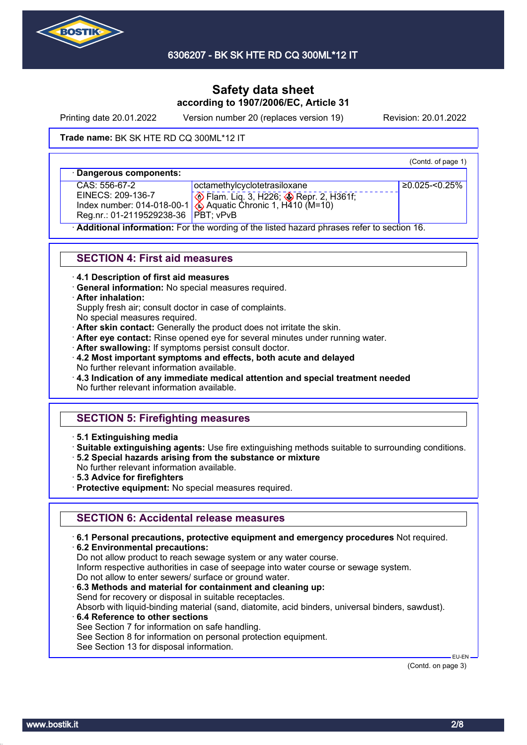Printing date 20.01.2022 Version number 20 (replaces version 19) Revision: 20.01.2022

**Trade name:** BK SK HTE RD CQ 300ML*12 IT

(Contd. of page 1)

· **Dangerous components:**

| | | |
|---|---|---|
| CAS: 556-67-2<br>EINECS: 209-136-7<br>Index number: 014-018-00-1<br>Reg.nr.: 01-2119529238-36 | octamethylcyclotetrasiloxane<br>Flam. Liq. 3, H226; Repr. 2, H361f; Aquatic Chronic 1, H410 (M=10)<br>PBT; vPvB | ≥0.025-<0.25% |

· **Additional information:** For the wording of the listed hazard phrases refer to section 16.

## SECTION 4: First aid measures

· **4.1 Description of first aid measures**
· **General information:** No special measures required.
· **After inhalation:**
Supply fresh air; consult doctor in case of complaints.
No special measures required.
· **After skin contact:** Generally the product does not irritate the skin.
· **After eye contact:** Rinse opened eye for several minutes under running water.
· **After swallowing:** If symptoms persist consult doctor.
· **4.2 Most important symptoms and effects, both acute and delayed**
No further relevant information available.
· **4.3 Indication of any immediate medical attention and special treatment needed**
No further relevant information available.

## SECTION 5: Firefighting measures

· **5.1 Extinguishing media**
· **Suitable extinguishing agents:** Use fire extinguishing methods suitable to surrounding conditions.
· **5.2 Special hazards arising from the substance or mixture**
No further relevant information available.
· **5.3 Advice for firefighters**
· **Protective equipment:** No special measures required.

## SECTION 6: Accidental release measures

· **6.1 Personal precautions, protective equipment and emergency procedures** Not required.
· **6.2 Environmental precautions:**
Do not allow product to reach sewage system or any water course.
Inform respective authorities in case of seepage into water course or sewage system.
Do not allow to enter sewers/ surface or ground water.
· **6.3 Methods and material for containment and cleaning up:**
Send for recovery or disposal in suitable receptacles.
Absorb with liquid-binding material (sand, diatomite, acid binders, universal binders, sawdust).
· **6.4 Reference to other sections**
See Section 7 for information on safe handling.
See Section 8 for information on personal protection equipment.
See Section 13 for disposal information.

EU-EN

(Contd. on page 3)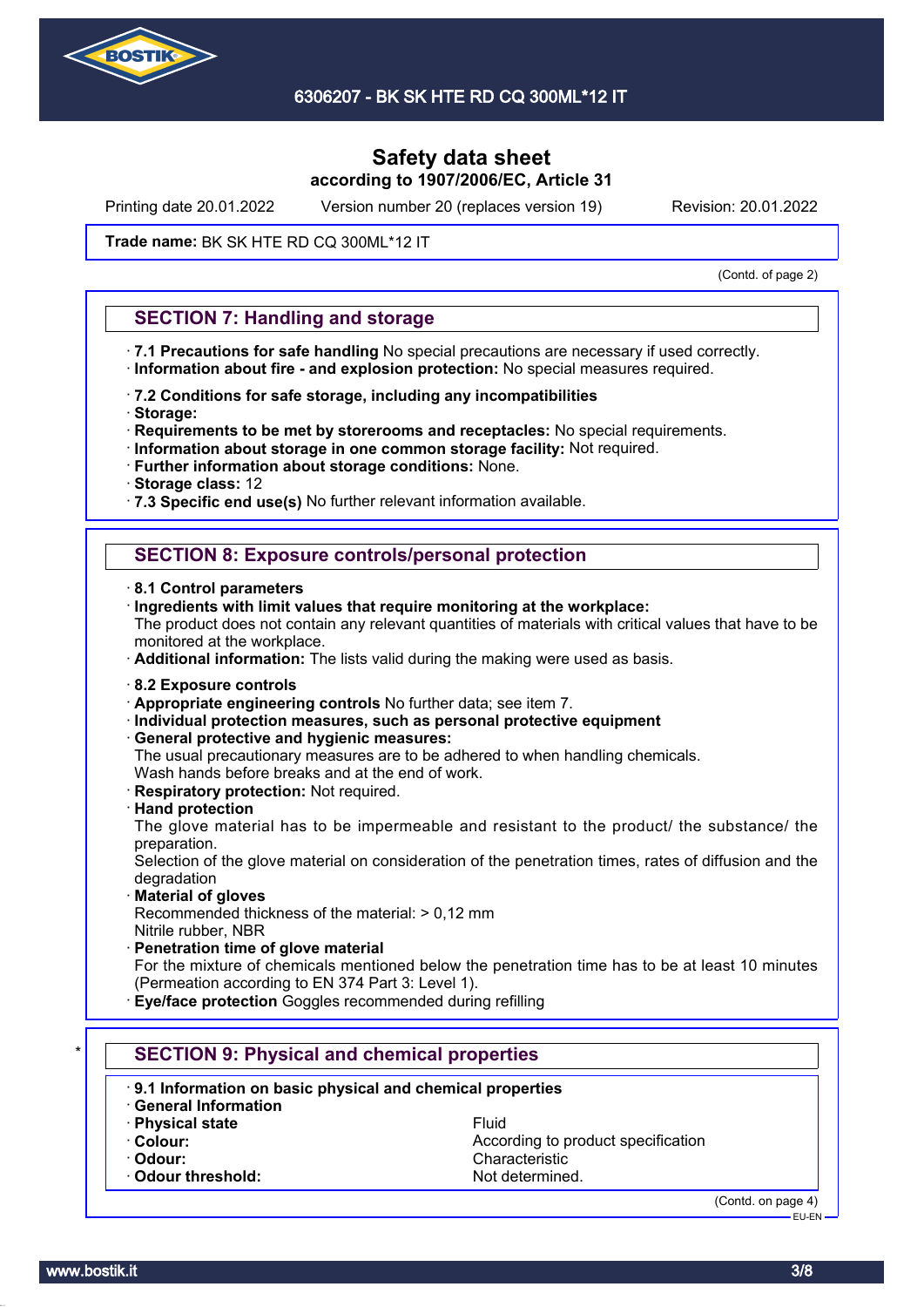# Safety data sheet

**according to 1907/2006/EC, Article 31**

Printing date 20.01.2022 Version number 20 (replaces version 19) Revision: 20.01.2022

**Trade name:** BK SK HTE RD CQ 300ML*12 IT

(Contd. of page 2)

## SECTION 7: Handling and storage

· **7.1 Precautions for safe handling** No special precautions are necessary if used correctly.
· **Information about fire - and explosion protection:** No special measures required.

· **7.2 Conditions for safe storage, including any incompatibilities**
· **Storage:**
· **Requirements to be met by storerooms and receptacles:** No special requirements.
· **Information about storage in one common storage facility:** Not required.
· **Further information about storage conditions:** None.
· **Storage class:** 12
· **7.3 Specific end use(s)** No further relevant information available.

## SECTION 8: Exposure controls/personal protection

· **8.1 Control parameters**
· **Ingredients with limit values that require monitoring at the workplace:**
The product does not contain any relevant quantities of materials with critical values that have to be monitored at the workplace.
· **Additional information:** The lists valid during the making were used as basis.

· **8.2 Exposure controls**
· **Appropriate engineering controls** No further data; see item 7.
· **Individual protection measures, such as personal protective equipment**
· **General protective and hygienic measures:**
The usual precautionary measures are to be adhered to when handling chemicals.
Wash hands before breaks and at the end of work.
· **Respiratory protection:** Not required.
· **Hand protection**
The glove material has to be impermeable and resistant to the product/ the substance/ the preparation.
Selection of the glove material on consideration of the penetration times, rates of diffusion and the degradation
· **Material of gloves**
Recommended thickness of the material: > 0,12 mm
Nitrile rubber, NBR
· **Penetration time of glove material**
For the mixture of chemicals mentioned below the penetration time has to be at least 10 minutes (Permeation according to EN 374 Part 3: Level 1).
· **Eye/face protection** Goggles recommended during refilling

## * SECTION 9: Physical and chemical properties

· **9.1 Information on basic physical and chemical properties**
· **General Information**

| | |
|---|---|
| · **Physical state** | Fluid |
| · **Colour:** | According to product specification |
| · **Odour:** | Characteristic |
| · **Odour threshold:** | Not determined. |

(Contd. on page 4)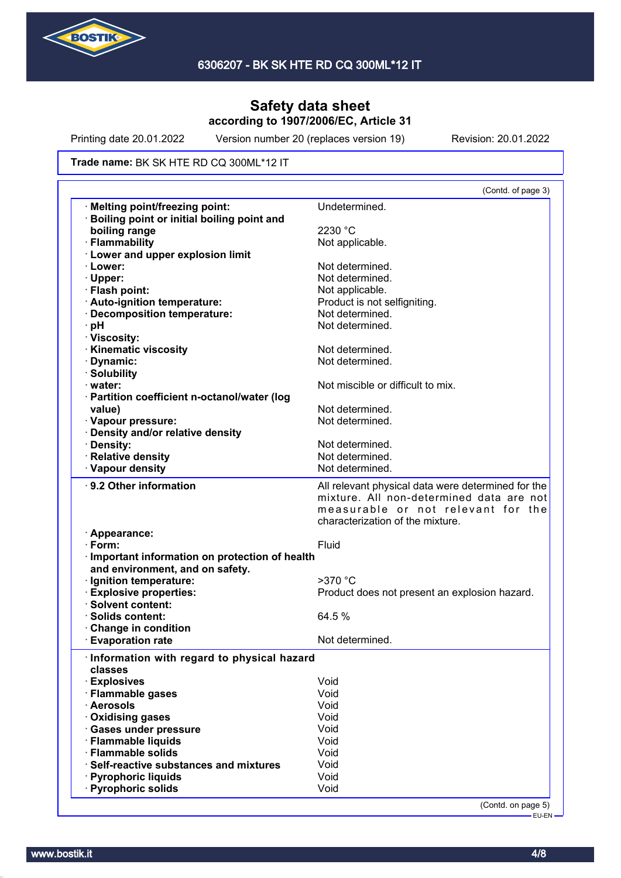# Safety data sheet
## according to 1907/2006/EC, Article 31

Printing date 20.01.2022 Version number 20 (replaces version 19) Revision: 20.01.2022

**Trade name:** BK SK HTE RD CQ 300ML*12 IT

(Contd. of page 3)

| | |
|---|---|
| · **Melting point/freezing point:** | Undetermined. |
| · **Boiling point or initial boiling point and boiling range** | 2230 °C |
| · **Flammability** | Not applicable. |
| · **Lower and upper explosion limit** | |
| · **Lower:** | Not determined. |
| · **Upper:** | Not determined. |
| · **Flash point:** | Not applicable. |
| · **Auto-ignition temperature:** | Product is not selfigniting. |
| · **Decomposition temperature:** | Not determined. |
| · **pH** | Not determined. |
| · **Viscosity:** | |
| · **Kinematic viscosity** | Not determined. |
| · **Dynamic:** | Not determined. |
| · **Solubility** | |
| · **water:** | Not miscible or difficult to mix. |
| · **Partition coefficient n-octanol/water (log value)** | Not determined. |
| · **Vapour pressure:** | Not determined. |
| · **Density and/or relative density** | |
| · **Density:** | Not determined. |
| · **Relative density** | Not determined. |
| · **Vapour density** | Not determined. |

| | |
|---|---|
| · **9.2 Other information** | All relevant physical data were determined for the mixture. All non-determined data are not measurable or not relevant for the characterization of the mixture. |
| · **Appearance:** | |
| · **Form:** | Fluid |
| · **Important information on protection of health and environment, and on safety.** | |
| · **Ignition temperature:** | >370 °C |
| · **Explosive properties:** | Product does not present an explosion hazard. |
| · **Solvent content:** | |
| · **Solids content:** | 64.5 % |
| · **Change in condition** | |
| · **Evaporation rate** | Not determined. |

| | |
|---|---|
| · **Information with regard to physical hazard classes** | |
| · **Explosives** | Void |
| · **Flammable gases** | Void |
| · **Aerosols** | Void |
| · **Oxidising gases** | Void |
| · **Gases under pressure** | Void |
| · **Flammable liquids** | Void |
| · **Flammable solids** | Void |
| · **Self-reactive substances and mixtures** | Void |
| · **Pyrophoric liquids** | Void |
| · **Pyrophoric solids** | Void |

(Contd. on page 5)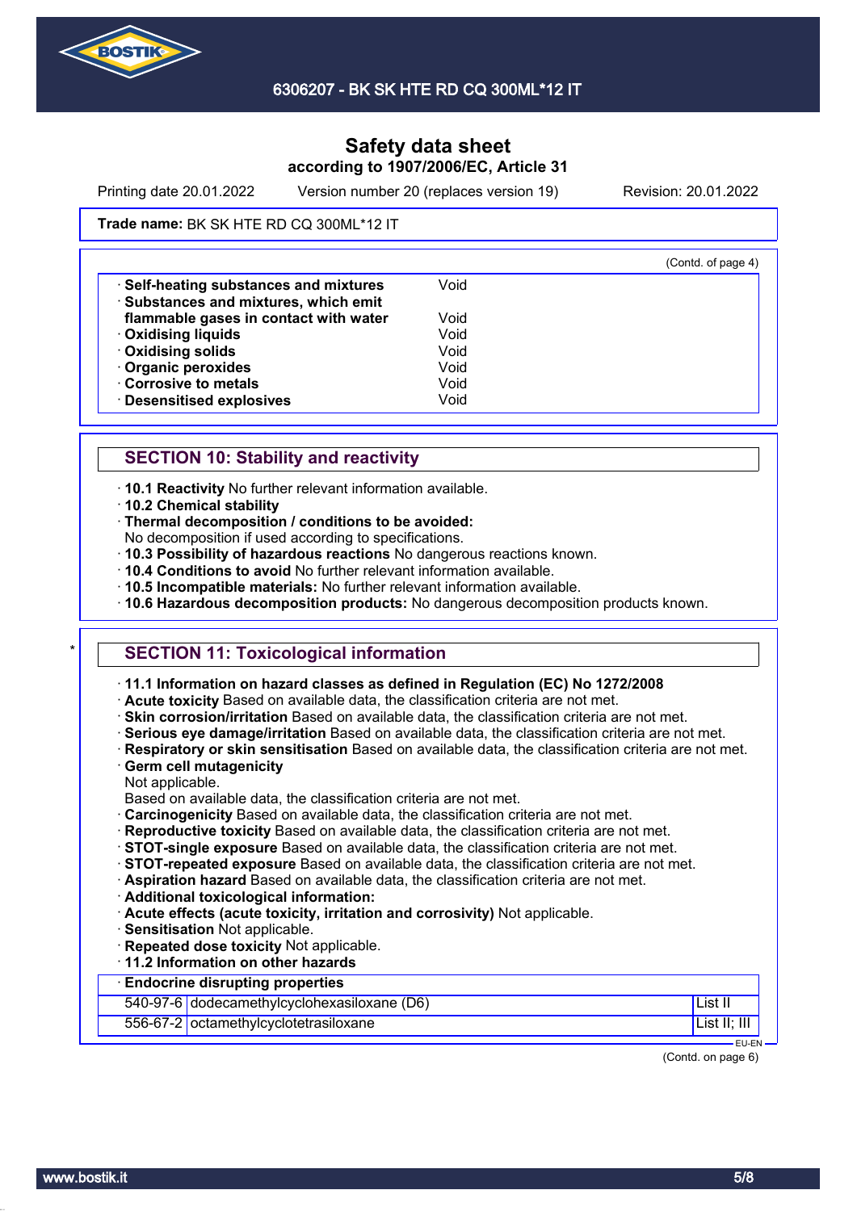**Safety data sheet**
**according to 1907/2006/EC, Article 31**

Printing date 20.01.2022 Version number 20 (replaces version 19) Revision: 20.01.2022

**Trade name:** BK SK HTE RD CQ 300ML*12 IT

(Contd. of page 4)

| | |
|---|---|
| · **Self-heating substances and mixtures** | Void |
| · **Substances and mixtures, which emit flammable gases in contact with water** | Void |
| · **Oxidising liquids** | Void |
| · **Oxidising solids** | Void |
| · **Organic peroxides** | Void |
| · **Corrosive to metals** | Void |
| · **Desensitised explosives** | Void |

## SECTION 10: Stability and reactivity

· **10.1 Reactivity** No further relevant information available.
· **10.2 Chemical stability**
· **Thermal decomposition / conditions to be avoided:**
No decomposition if used according to specifications.
· **10.3 Possibility of hazardous reactions** No dangerous reactions known.
· **10.4 Conditions to avoid** No further relevant information available.
· **10.5 Incompatible materials:** No further relevant information available.
· **10.6 Hazardous decomposition products:** No dangerous decomposition products known.

## * SECTION 11: Toxicological information

· **11.1 Information on hazard classes as defined in Regulation (EC) No 1272/2008**
· **Acute toxicity** Based on available data, the classification criteria are not met.
· **Skin corrosion/irritation** Based on available data, the classification criteria are not met.
· **Serious eye damage/irritation** Based on available data, the classification criteria are not met.
· **Respiratory or skin sensitisation** Based on available data, the classification criteria are not met.
· **Germ cell mutagenicity**
Not applicable.
Based on available data, the classification criteria are not met.
· **Carcinogenicity** Based on available data, the classification criteria are not met.
· **Reproductive toxicity** Based on available data, the classification criteria are not met.
· **STOT-single exposure** Based on available data, the classification criteria are not met.
· **STOT-repeated exposure** Based on available data, the classification criteria are not met.
· **Aspiration hazard** Based on available data, the classification criteria are not met.
· **Additional toxicological information:**
· **Acute effects (acute toxicity, irritation and corrosivity)** Not applicable.
· **Sensitisation** Not applicable.
· **Repeated dose toxicity** Not applicable.
· **11.2 Information on other hazards**

| · **Endocrine disrupting properties** | | |
|---|---|---|
| 540-97-6 | dodecamethylcyclohexasiloxane (D6) | List II |
| 556-67-2 | octamethylcyclotetrasiloxane | List II; III |

EU-EN

(Contd. on page 6)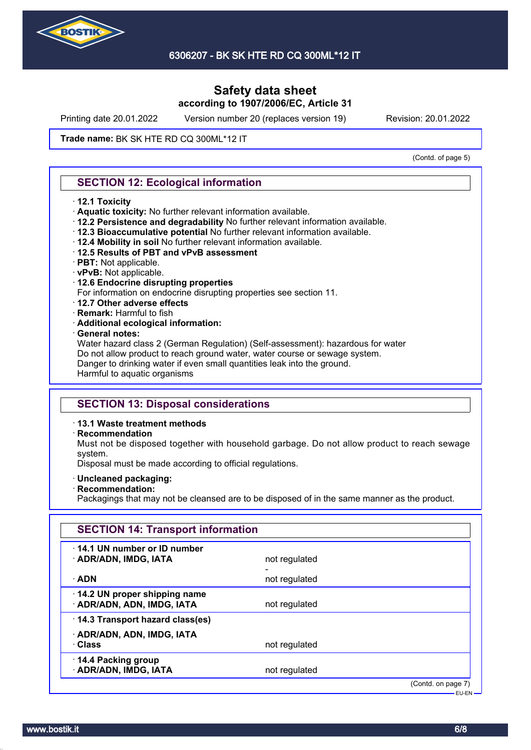# Safety data sheet

**according to 1907/2006/EC, Article 31**

Printing date 20.01.2022 | Version number 20 (replaces version 19) | Revision: 20.01.2022

**Trade name:** BK SK HTE RD CQ 300ML*12 IT

(Contd. of page 5)

## SECTION 12: Ecological information

- **12.1 Toxicity**
- **Aquatic toxicity:** No further relevant information available.
- **12.2 Persistence and degradability** No further relevant information available.
- **12.3 Bioaccumulative potential** No further relevant information available.
- **12.4 Mobility in soil** No further relevant information available.
- **12.5 Results of PBT and vPvB assessment**
- **PBT:** Not applicable.
- **vPvB:** Not applicable.
- **12.6 Endocrine disrupting properties**
  For information on endocrine disrupting properties see section 11.
- **12.7 Other adverse effects**
- **Remark:** Harmful to fish
- **Additional ecological information:**
- **General notes:**
  Water hazard class 2 (German Regulation) (Self-assessment): hazardous for water
  Do not allow product to reach ground water, water course or sewage system.
  Danger to drinking water if even small quantities leak into the ground.
  Harmful to aquatic organisms

## SECTION 13: Disposal considerations

- **13.1 Waste treatment methods**
- **Recommendation**
  Must not be disposed together with household garbage. Do not allow product to reach sewage system.
  Disposal must be made according to official regulations.
- **Uncleaned packaging:**
- **Recommendation:**
  Packagings that may not be cleansed are to be disposed of in the same manner as the product.

## SECTION 14: Transport information

| | |
|---|---|
| **14.1 UN number or ID number** | |
| **ADR/ADN, IMDG, IATA** | not regulated |
| | - |
| **ADN** | not regulated |
| **14.2 UN proper shipping name** | |
| **ADR/ADN, ADN, IMDG, IATA** | not regulated |
| **14.3 Transport hazard class(es)** | |
| **ADR/ADN, ADN, IMDG, IATA** | |
| **Class** | not regulated |
| **14.4 Packing group** | |
| **ADR/ADN, IMDG, IATA** | not regulated |

(Contd. on page 7)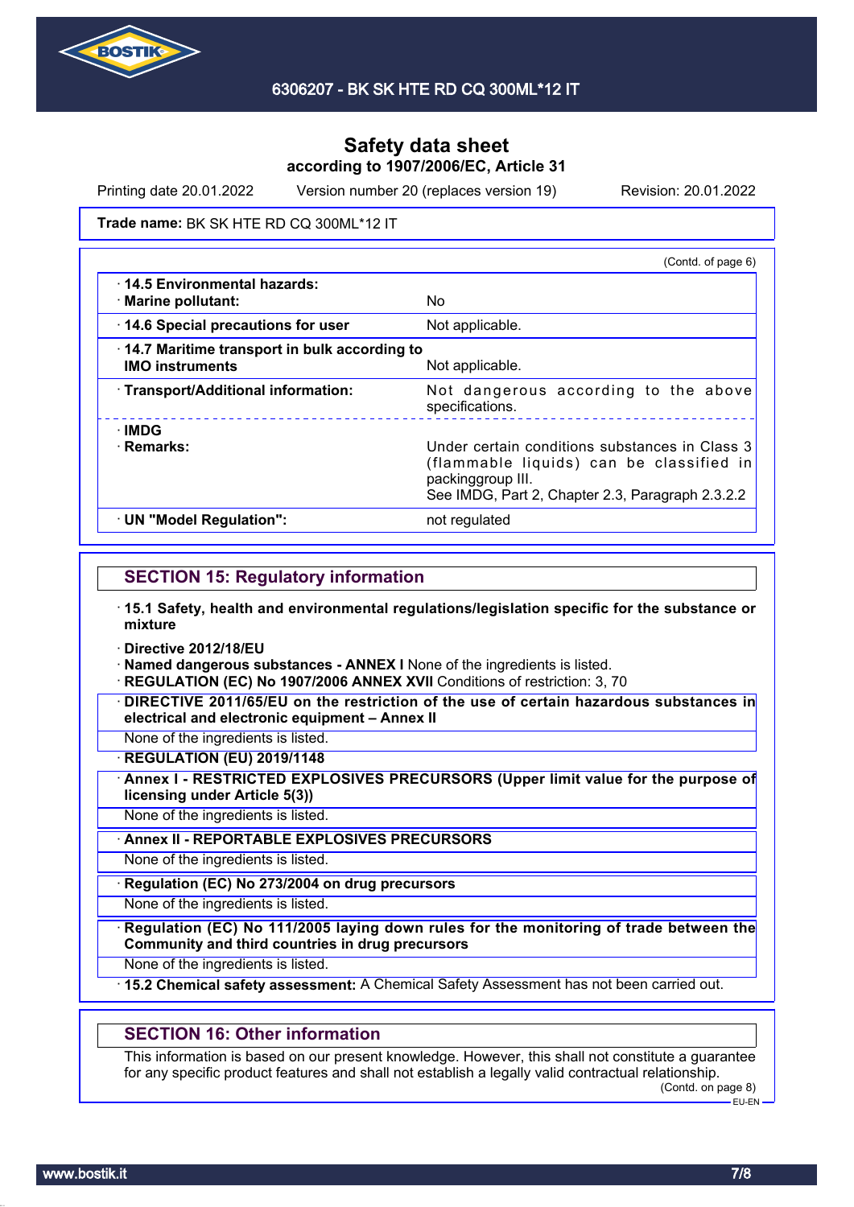**Trade name:** BK SK HTE RD CQ 300ML*12 IT

(Contd. of page 6)

| | |
|---|---|
| · **14.5 Environmental hazards:** · **Marine pollutant:** | No |
| · **14.6 Special precautions for user** | Not applicable. |
| · **14.7 Maritime transport in bulk according to IMO instruments** | Not applicable. |
| · **Transport/Additional information:** | Not dangerous according to the above specifications. |
| · **IMDG** · **Remarks:** | Under certain conditions substances in Class 3 (flammable liquids) can be classified in packinggroup III. See IMDG, Part 2, Chapter 2.3, Paragraph 2.3.2.2 |
| · **UN "Model Regulation":** | not regulated |

## SECTION 15: Regulatory information

· **15.1 Safety, health and environmental regulations/legislation specific for the substance or mixture**

· **Directive 2012/18/EU**

· **Named dangerous substances - ANNEX I** None of the ingredients is listed.

· **REGULATION (EC) No 1907/2006 ANNEX XVII** Conditions of restriction: 3, 70

· **DIRECTIVE 2011/65/EU on the restriction of the use of certain hazardous substances in electrical and electronic equipment – Annex II**

None of the ingredients is listed.

· **REGULATION (EU) 2019/1148**

· **Annex I - RESTRICTED EXPLOSIVES PRECURSORS (Upper limit value for the purpose of licensing under Article 5(3))**

None of the ingredients is listed.

· **Annex II - REPORTABLE EXPLOSIVES PRECURSORS**

None of the ingredients is listed.

· **Regulation (EC) No 273/2004 on drug precursors**

None of the ingredients is listed.

· **Regulation (EC) No 111/2005 laying down rules for the monitoring of trade between the Community and third countries in drug precursors**

None of the ingredients is listed.

· **15.2 Chemical safety assessment:** A Chemical Safety Assessment has not been carried out.

## SECTION 16: Other information

This information is based on our present knowledge. However, this shall not constitute a guarantee for any specific product features and shall not establish a legally valid contractual relationship.

(Contd. on page 8)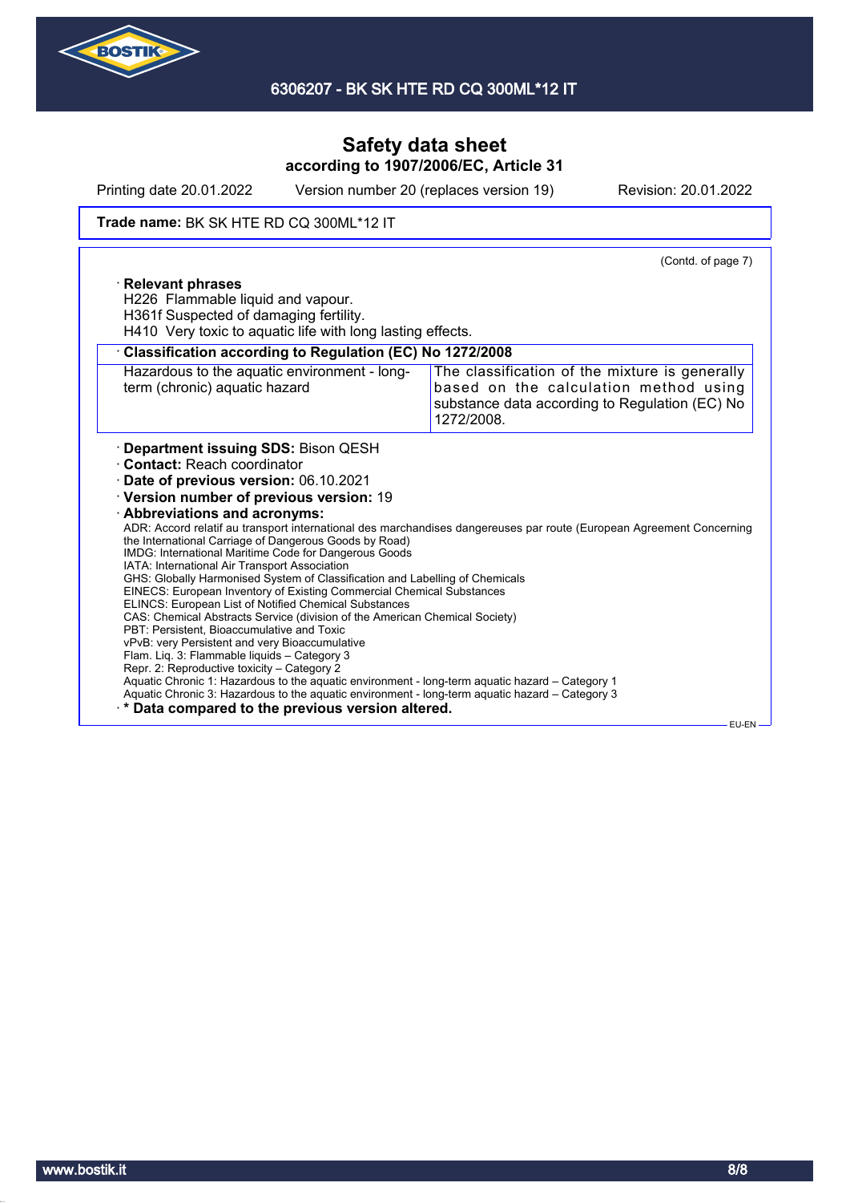(Contd. of page 7)

· **Relevant phrases**

H226 Flammable liquid and vapour.
H361f Suspected of damaging fertility.
H410 Very toxic to aquatic life with long lasting effects.

| · Classification according to Regulation (EC) No 1272/2008 | |
|---|---|
| Hazardous to the aquatic environment - long-term (chronic) aquatic hazard | The classification of the mixture is generally based on the calculation method using substance data according to Regulation (EC) No 1272/2008. |

· **Department issuing SDS:** Bison QESH
· **Contact:** Reach coordinator
· **Date of previous version:** 06.10.2021
· **Version number of previous version:** 19
· **Abbreviations and acronyms:**

ADR: Accord relatif au transport international des marchandises dangereuses par route (European Agreement Concerning the International Carriage of Dangerous Goods by Road)
IMDG: International Maritime Code for Dangerous Goods
IATA: International Air Transport Association
GHS: Globally Harmonised System of Classification and Labelling of Chemicals
EINECS: European Inventory of Existing Commercial Chemical Substances
ELINCS: European List of Notified Chemical Substances
CAS: Chemical Abstracts Service (division of the American Chemical Society)
PBT: Persistent, Bioaccumulative and Toxic
vPvB: very Persistent and very Bioaccumulative
Flam. Liq. 3: Flammable liquids – Category 3
Repr. 2: Reproductive toxicity – Category 2
Aquatic Chronic 1: Hazardous to the aquatic environment - long-term aquatic hazard – Category 1
Aquatic Chronic 3: Hazardous to the aquatic environment - long-term aquatic hazard – Category 3

· **\* Data compared to the previous version altered.**

EU-EN